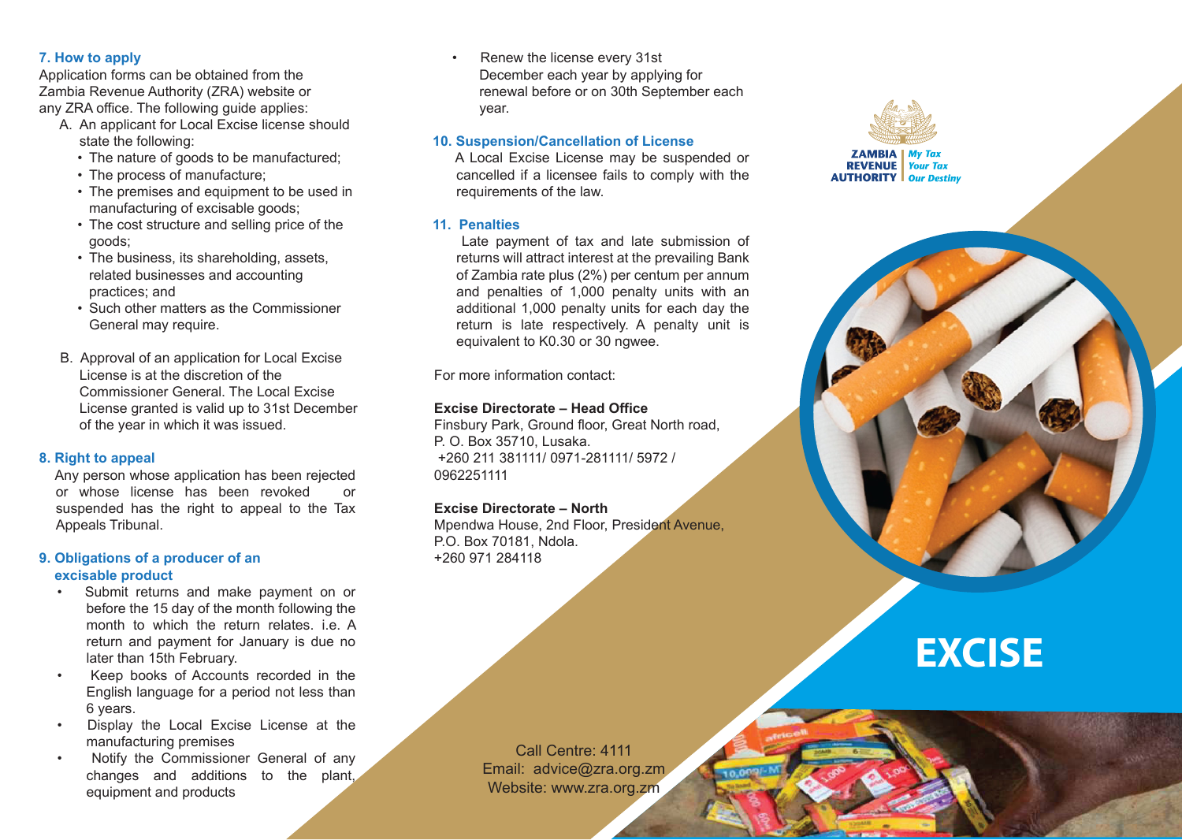## 7. How to apply

Application forms can be obtained from the Zambia Revenue Authority (ZRA) website or any ZRA office. The following guide applies:

A. An applicant for Local Excise license should state the following:
   - The nature of goods to be manufactured;
   - The process of manufacture;
   - The premises and equipment to be used in manufacturing of excisable goods;
   - The cost structure and selling price of the goods;
   - The business, its shareholding, assets, related businesses and accounting practices; and
   - Such other matters as the Commissioner General may require.

B. Approval of an application for Local Excise License is at the discretion of the Commissioner General. The Local Excise License granted is valid up to 31st December of the year in which it was issued.

## 8. Right to appeal

Any person whose application has been rejected or whose license has been revoked or suspended has the right to appeal to the Tax Appeals Tribunal.

## 9. Obligations of a producer of an excisable product

- Submit returns and make payment on or before the 15 day of the month following the month to which the return relates. i.e. A return and payment for January is due no later than 15th February.
- Keep books of Accounts recorded in the English language for a period not less than 6 years.
- Display the Local Excise License at the manufacturing premises
- Notify the Commissioner General of any changes and additions to the plant, equipment and products
- Renew the license every 31st December each year by applying for renewal before or on 30th September each year.

## 10. Suspension/Cancellation of License

A Local Excise License may be suspended or cancelled if a licensee fails to comply with the requirements of the law.

## 11. Penalties

Late payment of tax and late submission of returns will attract interest at the prevailing Bank of Zambia rate plus (2%) per centum per annum and penalties of 1,000 penalty units with an additional 1,000 penalty units for each day the return is late respectively. A penalty unit is equivalent to K0.30 or 30 ngwee.

For more information contact:

**Excise Directorate – Head Office**
Finsbury Park, Ground floor, Great North road,
P. O. Box 35710, Lusaka.
+260 211 381111/ 0971-281111/ 5972 / 0962251111

**Excise Directorate – North**
Mpendwa House, 2nd Floor, President Avenue,
P.O. Box 70181, Ndola.
+260 971 284118

Call Centre: 4111
Email: advice@zra.org.zm
Website: www.zra.org.zm

ZAMBIA REVENUE AUTHORITY | My Tax Your Tax Our Destiny

# EXCISE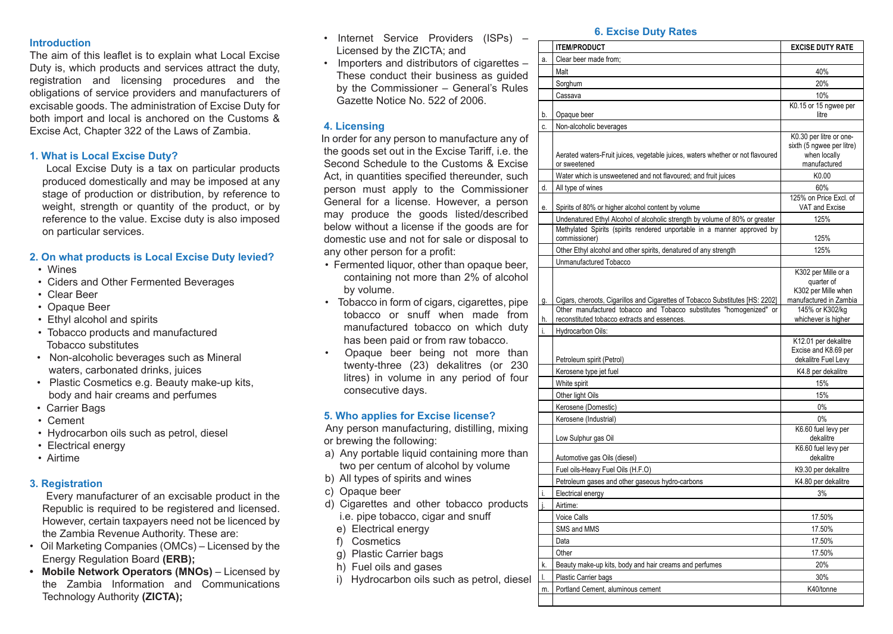## Introduction

The aim of this leaflet is to explain what Local Excise Duty is, which products and services attract the duty, registration and licensing procedures and the obligations of service providers and manufacturers of excisable goods. The administration of Excise Duty for both import and local is anchored on the Customs & Excise Act, Chapter 322 of the Laws of Zambia.

## 1. What is Local Excise Duty?

Local Excise Duty is a tax on particular products produced domestically and may be imposed at any stage of production or distribution, by reference to weight, strength or quantity of the product, or by reference to the value. Excise duty is also imposed on particular services.

## 2. On what products is Local Excise Duty levied?

- Wines
- Ciders and Other Fermented Beverages
- Clear Beer
- Opaque Beer
- Ethyl alcohol and spirits
- Tobacco products and manufactured Tobacco substitutes
- Non-alcoholic beverages such as Mineral waters, carbonated drinks, juices
- Plastic Cosmetics e.g. Beauty make-up kits, body and hair creams and perfumes
- Carrier Bags
- Cement
- Hydrocarbon oils such as petrol, diesel
- Electrical energy
- Airtime

## 3. Registration

Every manufacturer of an excisable product in the Republic is required to be registered and licensed. However, certain taxpayers need not be licenced by the Zambia Revenue Authority. These are:

- Oil Marketing Companies (OMCs) – Licensed by the Energy Regulation Board **(ERB);**
- **Mobile Network Operators (MNOs)** – Licensed by the Zambia Information and Communications Technology Authority **(ZICTA);**
- Internet Service Providers (ISPs) – Licensed by the ZICTA; and
- Importers and distributors of cigarettes – These conduct their business as guided by the Commissioner – General's Rules Gazette Notice No. 522 of 2006.

## 4. Licensing

In order for any person to manufacture any of the goods set out in the Excise Tariff, i.e. the Second Schedule to the Customs & Excise Act, in quantities specified thereunder, such person must apply to the Commissioner General for a license. However, a person may produce the goods listed/described below without a license if the goods are for domestic use and not for sale or disposal to any other person for a profit:

- Fermented liquor, other than opaque beer, containing not more than 2% of alcohol by volume.
- Tobacco in form of cigars, cigarettes, pipe tobacco or snuff when made from manufactured tobacco on which duty has been paid or from raw tobacco.
- Opaque beer being not more than twenty-three (23) dekalitres (or 230 litres) in volume in any period of four consecutive days.

## 5. Who applies for Excise license?

Any person manufacturing, distilling, mixing or brewing the following:

a) Any portable liquid containing more than two per centum of alcohol by volume
b) All types of spirits and wines
c) Opaque beer
d) Cigarettes and other tobacco products i.e. pipe tobacco, cigar and snuff
e) Electrical energy
f) Cosmetics
g) Plastic Carrier bags
h) Fuel oils and gases
i) Hydrocarbon oils such as petrol, diesel

## 6. Excise Duty Rates

| | ITEM/PRODUCT | EXCISE DUTY RATE |
|---|---|---|
| a. | Clear beer made from; | |
| | Malt | 40% |
| | Sorghum | 20% |
| | Cassava | 10% |
| b. | Opaque beer | K0.15 or 15 ngwee per litre |
| c. | Non-alcoholic beverages | |
| | Aerated waters-Fruit juices, vegetable juices, waters whether or not flavoured or sweetened | K0.30 per litre or one-sixth (5 ngwee per litre) when locally manufactured |
| | Water which is unsweetened and not flavoured; and fruit juices | K0.00 |
| d. | All type of wines | 60% |
| e. | Spirits of 80% or higher alcohol content by volume | 125% on Price Excl. of VAT and Excise |
| | Undenatured Ethyl Alcohol of alcoholic strength by volume of 80% or greater | 125% |
| | Methylated Spirits (spirits rendered unportable in a manner approved by commissioner) | 125% |
| | Other Ethyl alcohol and other spirits, denatured of any strength | 125% |
| | Unmanufactured Tobacco | |
| g. | Cigars, cheroots, Cigarillos and Cigarettes of Tobacco Substitutes [HS: 2202] | K302 per Mille or a quarter of K302 per Mille when manufactured in Zambia |
| h. | Other manufactured tobacco and Tobacco substitutes "homogenized" or reconstituted tobacco extracts and essences. | 145% or K302/kg whichever is higher |
| i. | Hydrocarbon Oils: | |
| | Petroleum spirit (Petrol) | K12.01 per dekalitre Excise and K8.69 per dekalitre Fuel Levy |
| | Kerosene type jet fuel | K4.8 per dekalitre |
| | White spirit | 15% |
| | Other light Oils | 15% |
| | Kerosene (Domestic) | 0% |
| | Kerosene (Industrial) | 0% |
| | Low Sulphur gas Oil | K6.60 fuel levy per dekalitre |
| | Automotive gas Oils (diesel) | K6.60 fuel levy per dekalitre |
| | Fuel oils-Heavy Fuel Oils (H.F.O) | K9.30 per dekalitre |
| | Petroleum gases and other gaseous hydro-carbons | K4.80 per dekalitre |
| i. | Electrical energy | 3% |
| j. | Airtime: | |
| | Voice Calls | 17.50% |
| | SMS and MMS | 17.50% |
| | Data | 17.50% |
| | Other | 17.50% |
| k. | Beauty make-up kits, body and hair creams and perfumes | 20% |
| l. | Plastic Carrier bags | 30% |
| m. | Portland Cement, aluminous cement | K40/tonne |